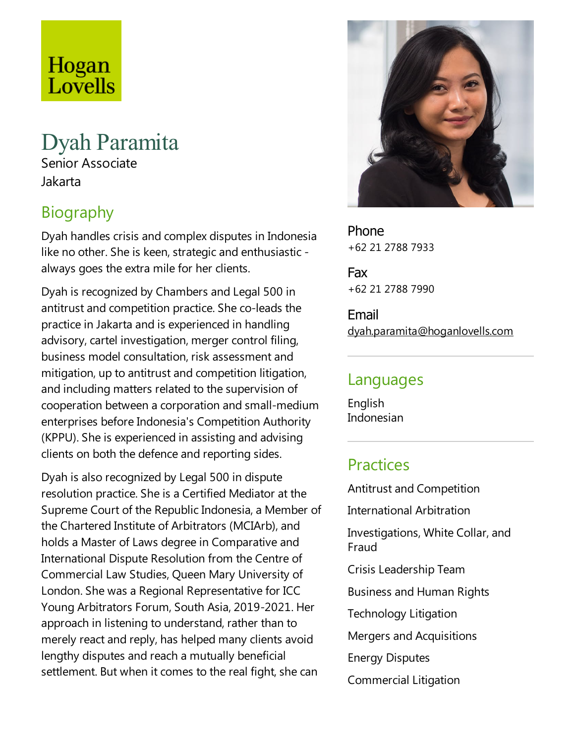Hogan Lovells

# Dyah Paramita

Senior Associate

Jakarta

## Biography

Dyah handles crisis and complex disputes in Indonesia like no other. She is keen, strategic and enthusiastic - always goes the extra mile for her clients.

Dyah is recognized by Chambers and Legal 500 in antitrust and competition practice. She co-leads the practice in Jakarta and is experienced in handling advisory, cartel investigation, merger control filing, business model consultation, risk assessment and mitigation, up to antitrust and competition litigation, and including matters related to the supervision of cooperation between a corporation and small-medium enterprises before Indonesia's Competition Authority (KPPU). She is experienced in assisting and advising clients on both the defence and reporting sides.

Dyah is also recognized by Legal 500 in dispute resolution practice. She is a Certified Mediator at the Supreme Court of the Republic Indonesia, a Member of the Chartered Institute of Arbitrators (MCIArb), and holds a Master of Laws degree in Comparative and International Dispute Resolution from the Centre of Commercial Law Studies, Queen Mary University of London. She was a Regional Representative for ICC Young Arbitrators Forum, South Asia, 2019-2021. Her approach in listening to understand, rather than to merely react and reply, has helped many clients avoid lengthy disputes and reach a mutually beneficial settlement. But when it comes to the real fight, she can

Phone
+62 21 2788 7933

Fax
+62 21 2788 7990

Email
dyah.paramita@hoganlovells.com

## Languages

English
Indonesian

## Practices

Antitrust and Competition

International Arbitration

Investigations, White Collar, and Fraud

Crisis Leadership Team

Business and Human Rights

Technology Litigation

Mergers and Acquisitions

Energy Disputes

Commercial Litigation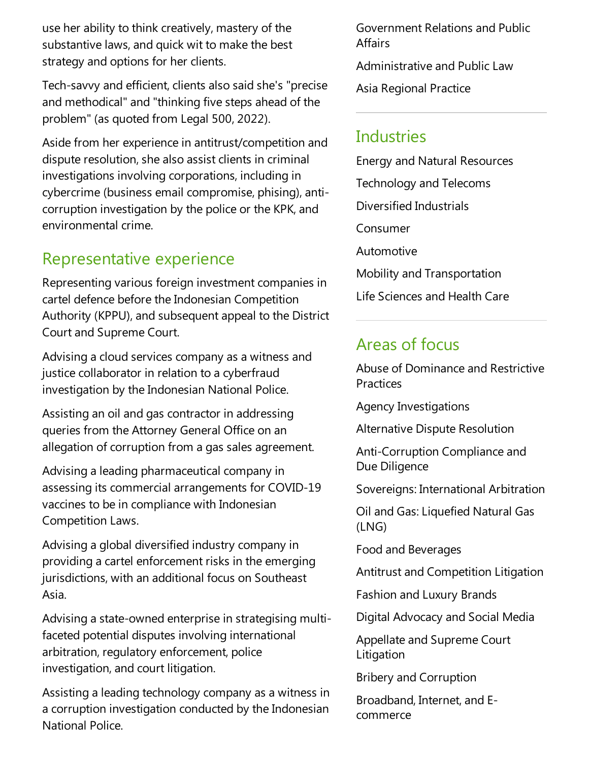use her ability to think creatively, mastery of the substantive laws, and quick wit to make the best strategy and options for her clients.

Tech-savvy and efficient, clients also said she's "precise and methodical" and "thinking five steps ahead of the problem" (as quoted from Legal 500, 2022).

Aside from her experience in antitrust/competition and dispute resolution, she also assist clients in criminal investigations involving corporations, including in cybercrime (business email compromise, phising), anti-corruption investigation by the police or the KPK, and environmental crime.

## Representative experience

Representing various foreign investment companies in cartel defence before the Indonesian Competition Authority (KPPU), and subsequent appeal to the District Court and Supreme Court.

Advising a cloud services company as a witness and justice collaborator in relation to a cyberfraud investigation by the Indonesian National Police.

Assisting an oil and gas contractor in addressing queries from the Attorney General Office on an allegation of corruption from a gas sales agreement.

Advising a leading pharmaceutical company in assessing its commercial arrangements for COVID-19 vaccines to be in compliance with Indonesian Competition Laws.

Advising a global diversified industry company in providing a cartel enforcement risks in the emerging jurisdictions, with an additional focus on Southeast Asia.

Advising a state-owned enterprise in strategising multi-faceted potential disputes involving international arbitration, regulatory enforcement, police investigation, and court litigation.

Assisting a leading technology company as a witness in a corruption investigation conducted by the Indonesian National Police.

Government Relations and Public Affairs

Administrative and Public Law

Asia Regional Practice

## Industries

Energy and Natural Resources

Technology and Telecoms

Diversified Industrials

Consumer

Automotive

Mobility and Transportation

Life Sciences and Health Care

## Areas of focus

Abuse of Dominance and Restrictive Practices

Agency Investigations

Alternative Dispute Resolution

Anti-Corruption Compliance and Due Diligence

Sovereigns: International Arbitration

Oil and Gas: Liquefied Natural Gas (LNG)

Food and Beverages

Antitrust and Competition Litigation

Fashion and Luxury Brands

Digital Advocacy and Social Media

Appellate and Supreme Court Litigation

Bribery and Corruption

Broadband, Internet, and E-commerce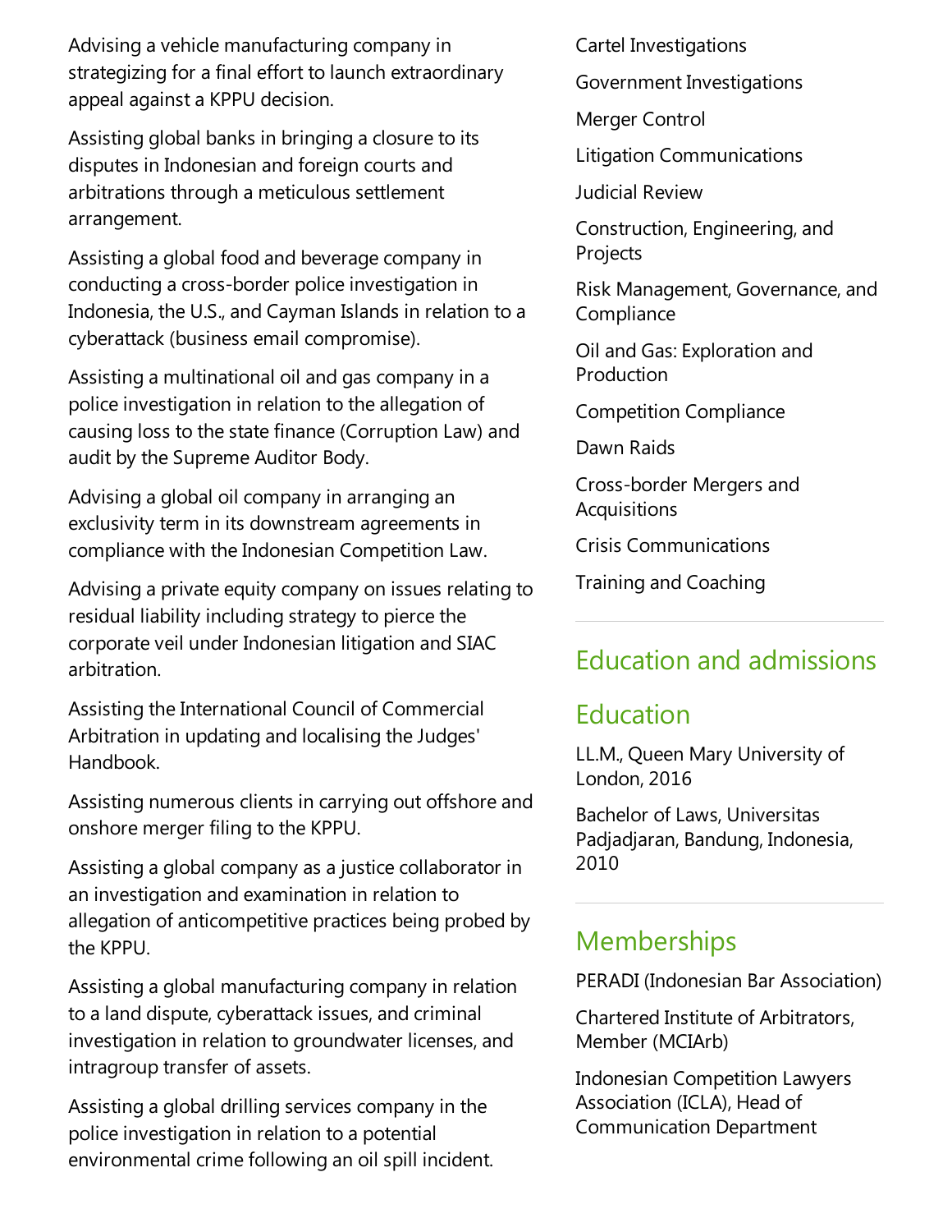Advising a vehicle manufacturing company in strategizing for a final effort to launch extraordinary appeal against a KPPU decision.

Assisting global banks in bringing a closure to its disputes in Indonesian and foreign courts and arbitrations through a meticulous settlement arrangement.

Assisting a global food and beverage company in conducting a cross-border police investigation in Indonesia, the U.S., and Cayman Islands in relation to a cyberattack (business email compromise).

Assisting a multinational oil and gas company in a police investigation in relation to the allegation of causing loss to the state finance (Corruption Law) and audit by the Supreme Auditor Body.

Advising a global oil company in arranging an exclusivity term in its downstream agreements in compliance with the Indonesian Competition Law.

Advising a private equity company on issues relating to residual liability including strategy to pierce the corporate veil under Indonesian litigation and SIAC arbitration.

Assisting the International Council of Commercial Arbitration in updating and localising the Judges' Handbook.

Assisting numerous clients in carrying out offshore and onshore merger filing to the KPPU.

Assisting a global company as a justice collaborator in an investigation and examination in relation to allegation of anticompetitive practices being probed by the KPPU.

Assisting a global manufacturing company in relation to a land dispute, cyberattack issues, and criminal investigation in relation to groundwater licenses, and intragroup transfer of assets.

Assisting a global drilling services company in the police investigation in relation to a potential environmental crime following an oil spill incident.

Cartel Investigations

Government Investigations

Merger Control

Litigation Communications

Judicial Review

Construction, Engineering, and Projects

Risk Management, Governance, and Compliance

Oil and Gas: Exploration and Production

Competition Compliance

Dawn Raids

Cross-border Mergers and Acquisitions

Crisis Communications

Training and Coaching

## Education and admissions

## Education

LL.M., Queen Mary University of London, 2016

Bachelor of Laws, Universitas Padjadjaran, Bandung, Indonesia, 2010

## Memberships

PERADI (Indonesian Bar Association)

Chartered Institute of Arbitrators, Member (MCIArb)

Indonesian Competition Lawyers Association (ICLA), Head of Communication Department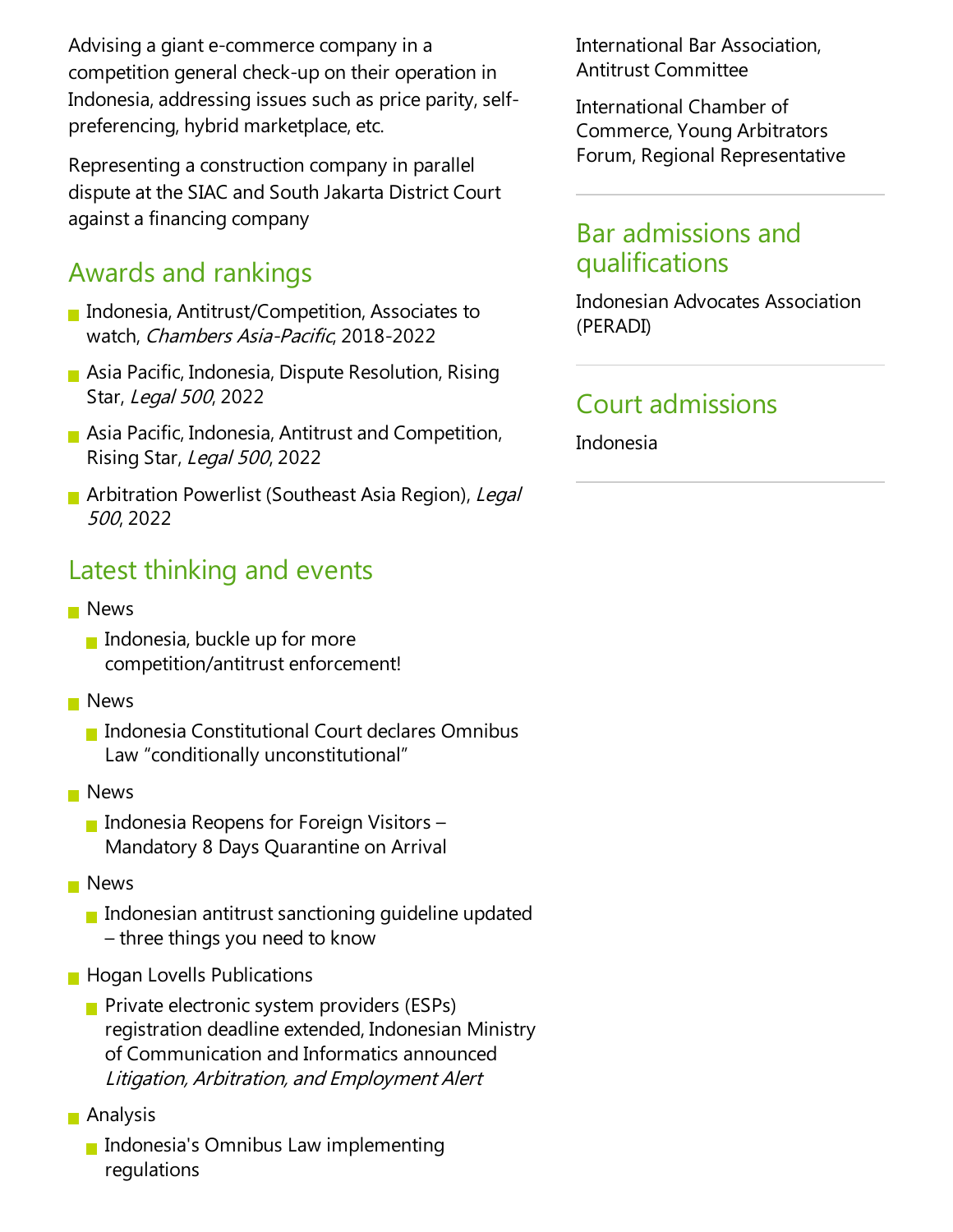Advising a giant e-commerce company in a competition general check-up on their operation in Indonesia, addressing issues such as price parity, self-preferencing, hybrid marketplace, etc.

Representing a construction company in parallel dispute at the SIAC and South Jakarta District Court against a financing company

## Awards and rankings

- Indonesia, Antitrust/Competition, Associates to watch, *Chambers Asia-Pacific*, 2018-2022
- Asia Pacific, Indonesia, Dispute Resolution, Rising Star, *Legal 500*, 2022
- Asia Pacific, Indonesia, Antitrust and Competition, Rising Star, *Legal 500*, 2022
- Arbitration Powerlist (Southeast Asia Region), *Legal 500*, 2022

## Latest thinking and events

- News
  - Indonesia, buckle up for more competition/antitrust enforcement!
- News
  - Indonesia Constitutional Court declares Omnibus Law "conditionally unconstitutional"
- News
  - Indonesia Reopens for Foreign Visitors – Mandatory 8 Days Quarantine on Arrival
- News
  - Indonesian antitrust sanctioning guideline updated – three things you need to know
- Hogan Lovells Publications
  - Private electronic system providers (ESPs) registration deadline extended, Indonesian Ministry of Communication and Informatics announced *Litigation, Arbitration, and Employment Alert*
- Analysis
  - Indonesia's Omnibus Law implementing regulations

International Bar Association, Antitrust Committee

International Chamber of Commerce, Young Arbitrators Forum, Regional Representative

## Bar admissions and qualifications

Indonesian Advocates Association (PERADI)

## Court admissions

Indonesia